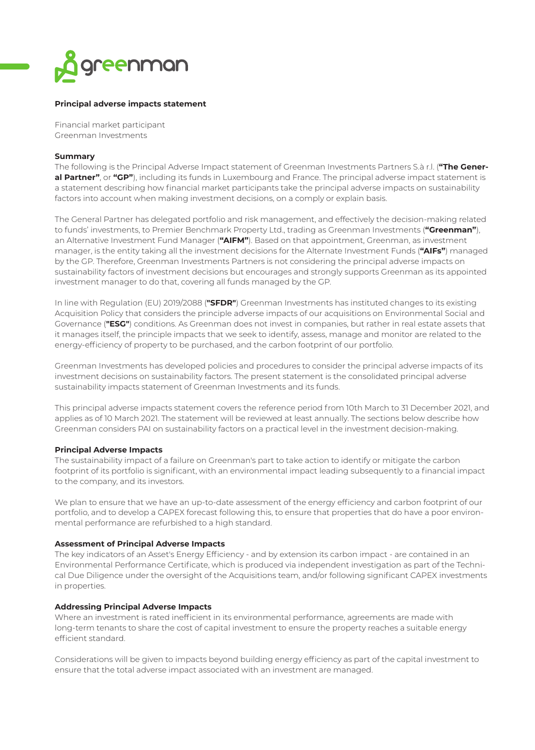**Principal adverse impacts statement**

Financial market participant
Greenman Investments

**Summary**

The following is the Principal Adverse Impact statement of Greenman Investments Partners S.à r.l. (**"The General Partner"**, or **"GP"**), including its funds in Luxembourg and France. The principal adverse impact statement is a statement describing how financial market participants take the principal adverse impacts on sustainability factors into account when making investment decisions, on a comply or explain basis.

The General Partner has delegated portfolio and risk management, and effectively the decision-making related to funds' investments, to Premier Benchmark Property Ltd., trading as Greenman Investments (**"Greenman"**), an Alternative Investment Fund Manager (**"AIFM"**). Based on that appointment, Greenman, as investment manager, is the entity taking all the investment decisions for the Alternate Investment Funds (**"AIFs"**) managed by the GP. Therefore, Greenman Investments Partners is not considering the principal adverse impacts on sustainability factors of investment decisions but encourages and strongly supports Greenman as its appointed investment manager to do that, covering all funds managed by the GP.

In line with Regulation (EU) 2019/2088 (**"SFDR"**) Greenman Investments has instituted changes to its existing Acquisition Policy that considers the principle adverse impacts of our acquisitions on Environmental Social and Governance (**"ESG"**) conditions. As Greenman does not invest in companies, but rather in real estate assets that it manages itself, the principle impacts that we seek to identify, assess, manage and monitor are related to the energy-efficiency of property to be purchased, and the carbon footprint of our portfolio.

Greenman Investments has developed policies and procedures to consider the principal adverse impacts of its investment decisions on sustainability factors. The present statement is the consolidated principal adverse sustainability impacts statement of Greenman Investments and its funds.

This principal adverse impacts statement covers the reference period from 10th March to 31 December 2021, and applies as of 10 March 2021. The statement will be reviewed at least annually. The sections below describe how Greenman considers PAI on sustainability factors on a practical level in the investment decision-making.

**Principal Adverse Impacts**

The sustainability impact of a failure on Greenman's part to take action to identify or mitigate the carbon footprint of its portfolio is significant, with an environmental impact leading subsequently to a financial impact to the company, and its investors.

We plan to ensure that we have an up-to-date assessment of the energy efficiency and carbon footprint of our portfolio, and to develop a CAPEX forecast following this, to ensure that properties that do have a poor environmental performance are refurbished to a high standard.

**Assessment of Principal Adverse Impacts**

The key indicators of an Asset's Energy Efficiency - and by extension its carbon impact - are contained in an Environmental Performance Certificate, which is produced via independent investigation as part of the Technical Due Diligence under the oversight of the Acquisitions team, and/or following significant CAPEX investments in properties.

**Addressing Principal Adverse Impacts**

Where an investment is rated inefficient in its environmental performance, agreements are made with long-term tenants to share the cost of capital investment to ensure the property reaches a suitable energy efficient standard.

Considerations will be given to impacts beyond building energy efficiency as part of the capital investment to ensure that the total adverse impact associated with an investment are managed.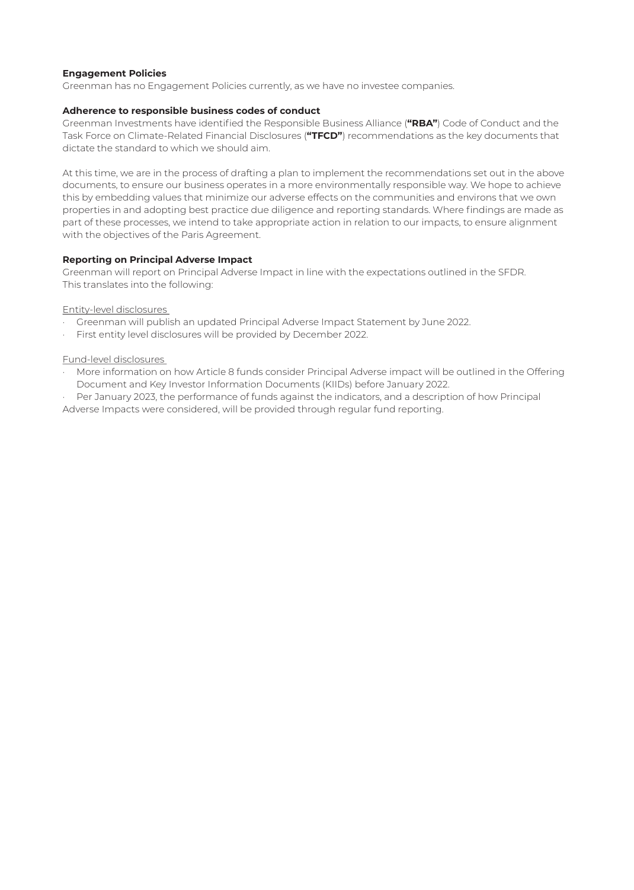**Engagement Policies**

Greenman has no Engagement Policies currently, as we have no investee companies.

**Adherence to responsible business codes of conduct**

Greenman Investments have identified the Responsible Business Alliance (**"RBA"**) Code of Conduct and the Task Force on Climate-Related Financial Disclosures (**"TFCD"**) recommendations as the key documents that dictate the standard to which we should aim.

At this time, we are in the process of drafting a plan to implement the recommendations set out in the above documents, to ensure our business operates in a more environmentally responsible way. We hope to achieve this by embedding values that minimize our adverse effects on the communities and environs that we own properties in and adopting best practice due diligence and reporting standards. Where findings are made as part of these processes, we intend to take appropriate action in relation to our impacts, to ensure alignment with the objectives of the Paris Agreement.

**Reporting on Principal Adverse Impact**

Greenman will report on Principal Adverse Impact in line with the expectations outlined in the SFDR. This translates into the following:

Entity-level disclosures

- Greenman will publish an updated Principal Adverse Impact Statement by June 2022.
- First entity level disclosures will be provided by December 2022.

Fund-level disclosures

- More information on how Article 8 funds consider Principal Adverse impact will be outlined in the Offering Document and Key Investor Information Documents (KIIDs) before January 2022.
- Per January 2023, the performance of funds against the indicators, and a description of how Principal Adverse Impacts were considered, will be provided through regular fund reporting.